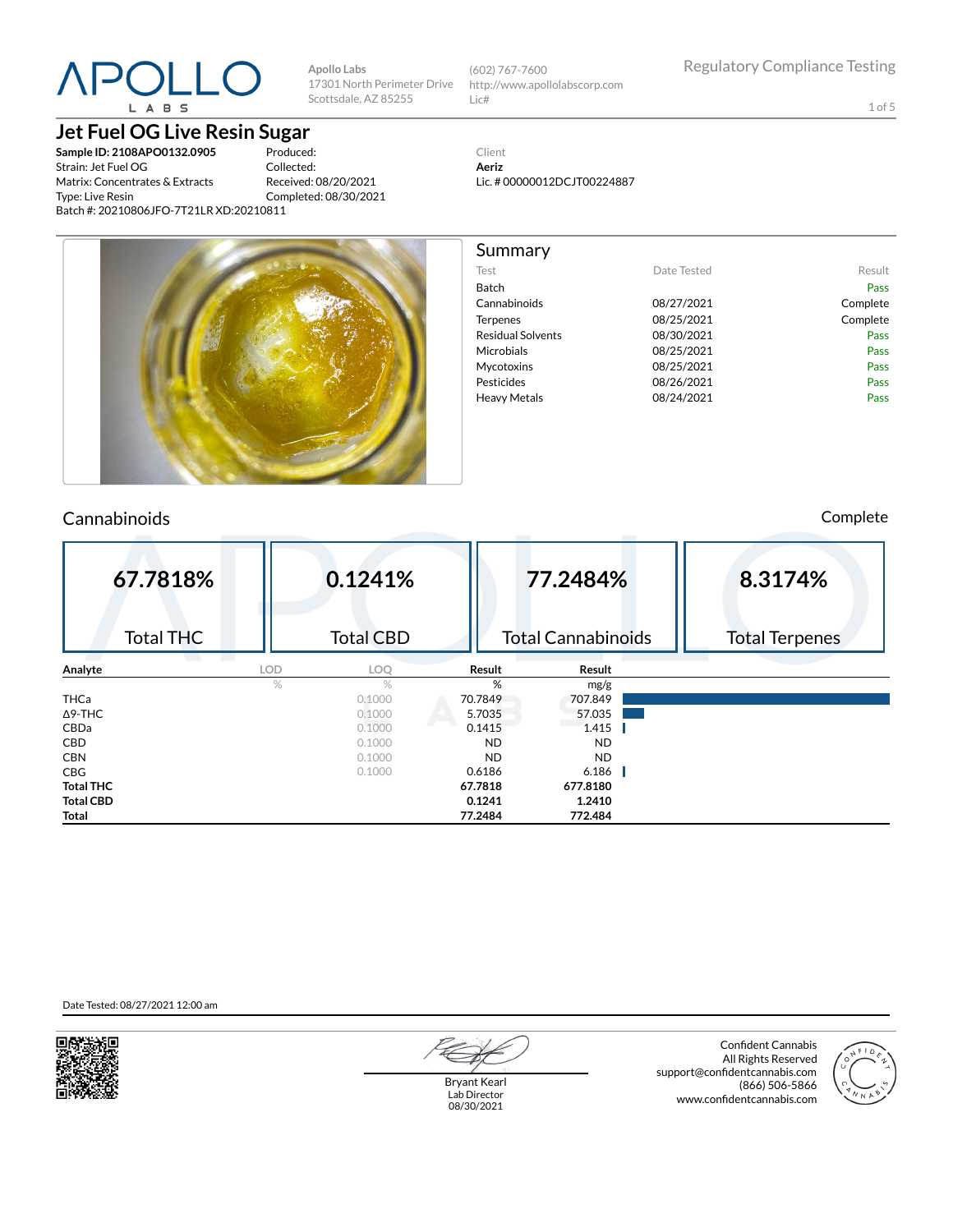# APOLLO LABS

**Apollo Labs**
17301 North Perimeter Drive
Scottsdale, AZ 85255

(602) 767-7600
http://www.apollolabscorp.com
Lic#

Regulatory Compliance Testing

## Jet Fuel OG Live Resin Sugar

**Sample ID: 2108APO0132.0905**
Strain: Jet Fuel OG
Matrix: Concentrates & Extracts
Type: Live Resin
Batch #: 20210806JFO-7T21LR XD:20210811

Produced:
Collected:
Received: 08/20/2021
Completed: 08/30/2021

Client
**Aeriz**
Lic. # 00000012DCJT00224887

## Summary

| Test | Date Tested | Result |
|---|---|---|
| Batch | | Pass |
| Cannabinoids | 08/27/2021 | Complete |
| Terpenes | 08/25/2021 | Complete |
| Residual Solvents | 08/30/2021 | Pass |
| Microbials | 08/25/2021 | Pass |
| Mycotoxins | 08/25/2021 | Pass |
| Pesticides | 08/26/2021 | Pass |
| Heavy Metals | 08/24/2021 | Pass |

## Cannabinoids

Complete

| 67.7818% | 0.1241% | 77.2484% | 8.3174% |
|---|---|---|---|
| Total THC | Total CBD | Total Cannabinoids | Total Terpenes |

| Analyte | LOD | LOQ | Result | Result |
|---|---|---|---|---|
| | % | % | % | mg/g |
| THCa | | 0.1000 | 70.7849 | 707.849 |
| Δ9-THC | | 0.1000 | 5.7035 | 57.035 |
| CBDa | | 0.1000 | 0.1415 | 1.415 |
| CBD | | 0.1000 | ND | ND |
| CBN | | 0.1000 | ND | ND |
| CBG | | 0.1000 | 0.6186 | 6.186 |
| **Total THC** | | | **67.7818** | **677.8180** |
| **Total CBD** | | | **0.1241** | **1.2410** |
| **Total** | | | **77.2484** | **772.484** |

Date Tested: 08/27/2021 12:00 am

Bryant Kearl
Lab Director
08/30/2021

Confident Cannabis
All Rights Reserved
support@confidentcannabis.com
(866) 506-5866
www.confidentcannabis.com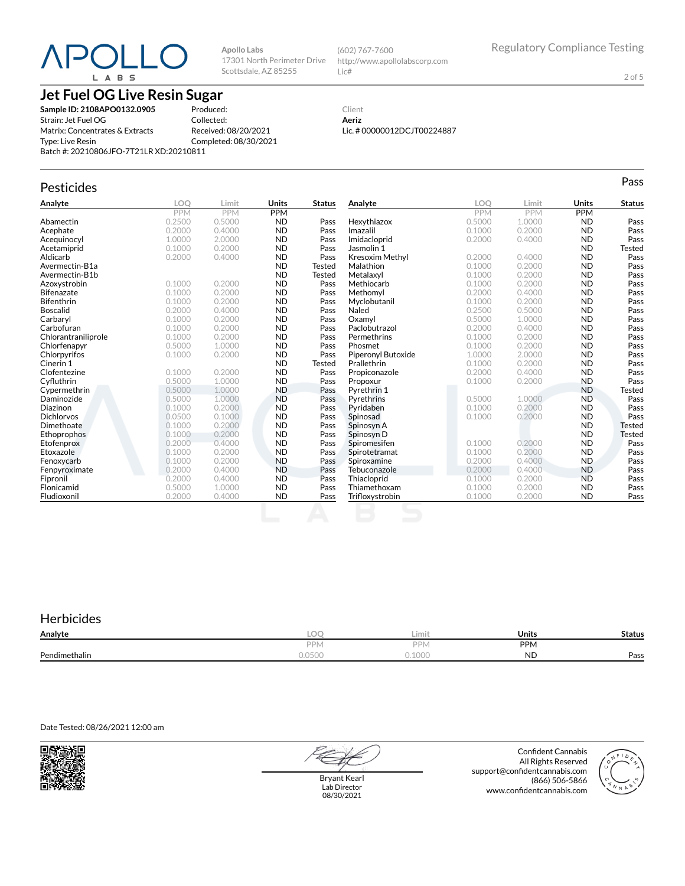Apollo Labs
17301 North Perimeter Drive
Scottsdale, AZ 85255

(602) 767-7600
http://www.apollolabscorp.com
Lic#

Regulatory Compliance Testing

# Jet Fuel OG Live Resin Sugar

**Sample ID: 2108APO0132.0905**
Strain: Jet Fuel OG
Matrix: Concentrates & Extracts
Type: Live Resin
Batch #: 20210806JFO-7T21LR XD:20210811

Produced:
Collected:
Received: 08/20/2021
Completed: 08/30/2021

Client
**Aeriz**
Lic. # 00000012DCJT00224887

## Pesticides

Pass

| Analyte | LOQ | Limit | Units | Status |
|---|---|---|---|---|
| | PPM | PPM | PPM | |
| Abamectin | 0.2500 | 0.5000 | ND | Pass |
| Acephate | 0.2000 | 0.4000 | ND | Pass |
| Acequinocyl | 1.0000 | 2.0000 | ND | Pass |
| Acetamiprid | 0.1000 | 0.2000 | ND | Pass |
| Aldicarb | 0.2000 | 0.4000 | ND | Pass |
| Avermectin-B1a | | | ND | Tested |
| Avermectin-B1b | | | ND | Tested |
| Azoxystrobin | 0.1000 | 0.2000 | ND | Pass |
| Bifenazate | 0.1000 | 0.2000 | ND | Pass |
| Bifenthrin | 0.1000 | 0.2000 | ND | Pass |
| Boscalid | 0.2000 | 0.4000 | ND | Pass |
| Carbaryl | 0.1000 | 0.2000 | ND | Pass |
| Carbofuran | 0.1000 | 0.2000 | ND | Pass |
| Chlorantraniliprole | 0.1000 | 0.2000 | ND | Pass |
| Chlorfenapyr | 0.5000 | 1.0000 | ND | Pass |
| Chlorpyrifos | 0.1000 | 0.2000 | ND | Pass |
| Cinerin 1 | | | ND | Tested |
| Clofentezine | 0.1000 | 0.2000 | ND | Pass |
| Cyfluthrin | 0.5000 | 1.0000 | ND | Pass |
| Cypermethrin | 0.5000 | 1.0000 | ND | Pass |
| Daminozide | 0.5000 | 1.0000 | ND | Pass |
| Diazinon | 0.1000 | 0.2000 | ND | Pass |
| Dichlorvos | 0.0500 | 0.1000 | ND | Pass |
| Dimethoate | 0.1000 | 0.2000 | ND | Pass |
| Ethoprophos | 0.1000 | 0.2000 | ND | Pass |
| Etofenprox | 0.2000 | 0.4000 | ND | Pass |
| Etoxazole | 0.1000 | 0.2000 | ND | Pass |
| Fenoxycarb | 0.1000 | 0.2000 | ND | Pass |
| Fenpyroximate | 0.2000 | 0.4000 | ND | Pass |
| Fipronil | 0.2000 | 0.4000 | ND | Pass |
| Flonicamid | 0.5000 | 1.0000 | ND | Pass |
| Fludioxonil | 0.2000 | 0.4000 | ND | Pass |
| Hexythiazox | 0.5000 | 1.0000 | ND | Pass |
| Imazalil | 0.1000 | 0.2000 | ND | Pass |
| Imidacloprid | 0.2000 | 0.4000 | ND | Pass |
| Jasmolin 1 | | | ND | Tested |
| Kresoxim Methyl | 0.2000 | 0.4000 | ND | Pass |
| Malathion | 0.1000 | 0.2000 | ND | Pass |
| Metalaxyl | 0.1000 | 0.2000 | ND | Pass |
| Methiocarb | 0.1000 | 0.2000 | ND | Pass |
| Methomyl | 0.2000 | 0.4000 | ND | Pass |
| Myclobutanil | 0.1000 | 0.2000 | ND | Pass |
| Naled | 0.2500 | 0.5000 | ND | Pass |
| Oxamyl | 0.5000 | 1.0000 | ND | Pass |
| Paclobutrazol | 0.2000 | 0.4000 | ND | Pass |
| Permethrins | 0.1000 | 0.2000 | ND | Pass |
| Phosmet | 0.1000 | 0.2000 | ND | Pass |
| Piperonyl Butoxide | 1.0000 | 2.0000 | ND | Pass |
| Prallethrin | 0.1000 | 0.2000 | ND | Pass |
| Propiconazole | 0.2000 | 0.4000 | ND | Pass |
| Propoxur | 0.1000 | 0.2000 | ND | Pass |
| Pyrethrin 1 | | | ND | Tested |
| Pyrethrins | 0.5000 | 1.0000 | ND | Pass |
| Pyridaben | 0.1000 | 0.2000 | ND | Pass |
| Spinosad | 0.1000 | 0.2000 | ND | Pass |
| Spinosyn A | | | ND | Tested |
| Spinosyn D | | | ND | Tested |
| Spiromesifen | 0.1000 | 0.2000 | ND | Pass |
| Spirotetramat | 0.1000 | 0.2000 | ND | Pass |
| Spiroxamine | 0.2000 | 0.4000 | ND | Pass |
| Tebuconazole | 0.2000 | 0.4000 | ND | Pass |
| Thiacloprid | 0.1000 | 0.2000 | ND | Pass |
| Thiamethoxam | 0.1000 | 0.2000 | ND | Pass |
| Trifloxystrobin | 0.1000 | 0.2000 | ND | Pass |

## Herbicides

| Analyte | LOQ | Limit | Units | Status |
|---|---|---|---|---|
| | PPM | PPM | PPM | |
| Pendimethalin | 0.0500 | 0.1000 | ND | Pass |

Date Tested: 08/26/2021 12:00 am

Bryant Kearl
Lab Director
08/30/2021

Confident Cannabis
All Rights Reserved
support@confidentcannabis.com
(866) 506-5866
www.confidentcannabis.com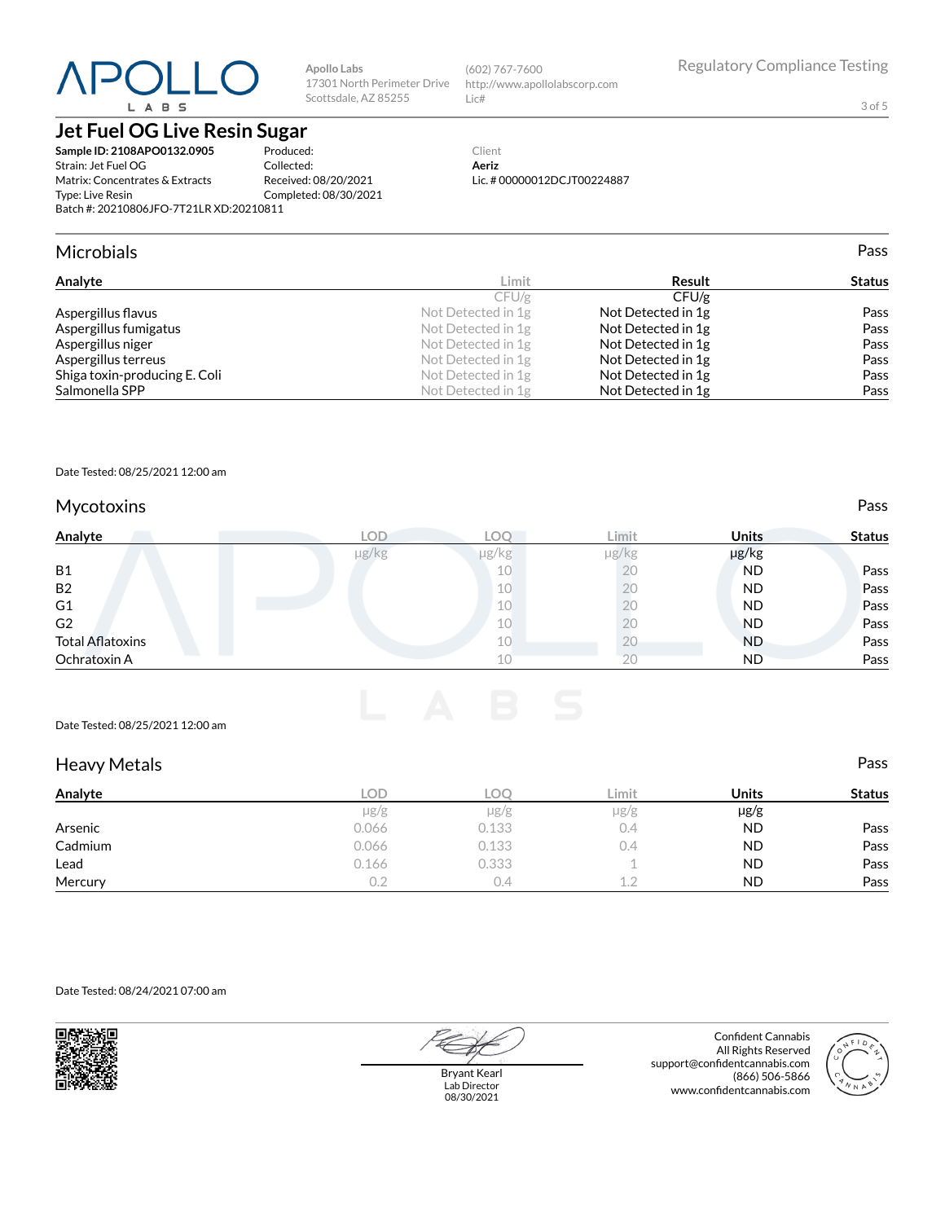# Jet Fuel OG Live Resin Sugar

**Apollo Labs**
17301 North Perimeter Drive
Scottsdale, AZ 85255

(602) 767-7600
http://www.apollolabscorp.com
Lic#

Regulatory Compliance Testing

**Sample ID: 2108APO0132.0905**
Strain: Jet Fuel OG
Matrix: Concentrates & Extracts
Type: Live Resin
Batch #: 20210806JFO-7T21LR XD:20210811

Produced:
Collected:
Received: 08/20/2021
Completed: 08/30/2021

Client
**Aeriz**
Lic. # 00000012DCJT00224887

## Microbials

Pass

| Analyte | Limit | Result | Status |
|---|---|---|---|
| | CFU/g | CFU/g | |
| Aspergillus flavus | Not Detected in 1g | Not Detected in 1g | Pass |
| Aspergillus fumigatus | Not Detected in 1g | Not Detected in 1g | Pass |
| Aspergillus niger | Not Detected in 1g | Not Detected in 1g | Pass |
| Aspergillus terreus | Not Detected in 1g | Not Detected in 1g | Pass |
| Shiga toxin-producing E. Coli | Not Detected in 1g | Not Detected in 1g | Pass |
| Salmonella SPP | Not Detected in 1g | Not Detected in 1g | Pass |

Date Tested: 08/25/2021 12:00 am

## Mycotoxins

Pass

| Analyte | LOD | LOQ | Limit | Units | Status |
|---|---|---|---|---|---|
| | µg/kg | µg/kg | µg/kg | µg/kg | |
| B1 | | 10 | 20 | ND | Pass |
| B2 | | 10 | 20 | ND | Pass |
| G1 | | 10 | 20 | ND | Pass |
| G2 | | 10 | 20 | ND | Pass |
| Total Aflatoxins | | 10 | 20 | ND | Pass |
| Ochratoxin A | | 10 | 20 | ND | Pass |

Date Tested: 08/25/2021 12:00 am

## Heavy Metals

Pass

| Analyte | LOD | LOQ | Limit | Units | Status |
|---|---|---|---|---|---|
| | µg/g | µg/g | µg/g | µg/g | |
| Arsenic | 0.066 | 0.133 | 0.4 | ND | Pass |
| Cadmium | 0.066 | 0.133 | 0.4 | ND | Pass |
| Lead | 0.166 | 0.333 | 1 | ND | Pass |
| Mercury | 0.2 | 0.4 | 1.2 | ND | Pass |

Date Tested: 08/24/2021 07:00 am

Bryant Kearl
Lab Director
08/30/2021

Confident Cannabis
All Rights Reserved
support@confidentcannabis.com
(866) 506-5866
www.confidentcannabis.com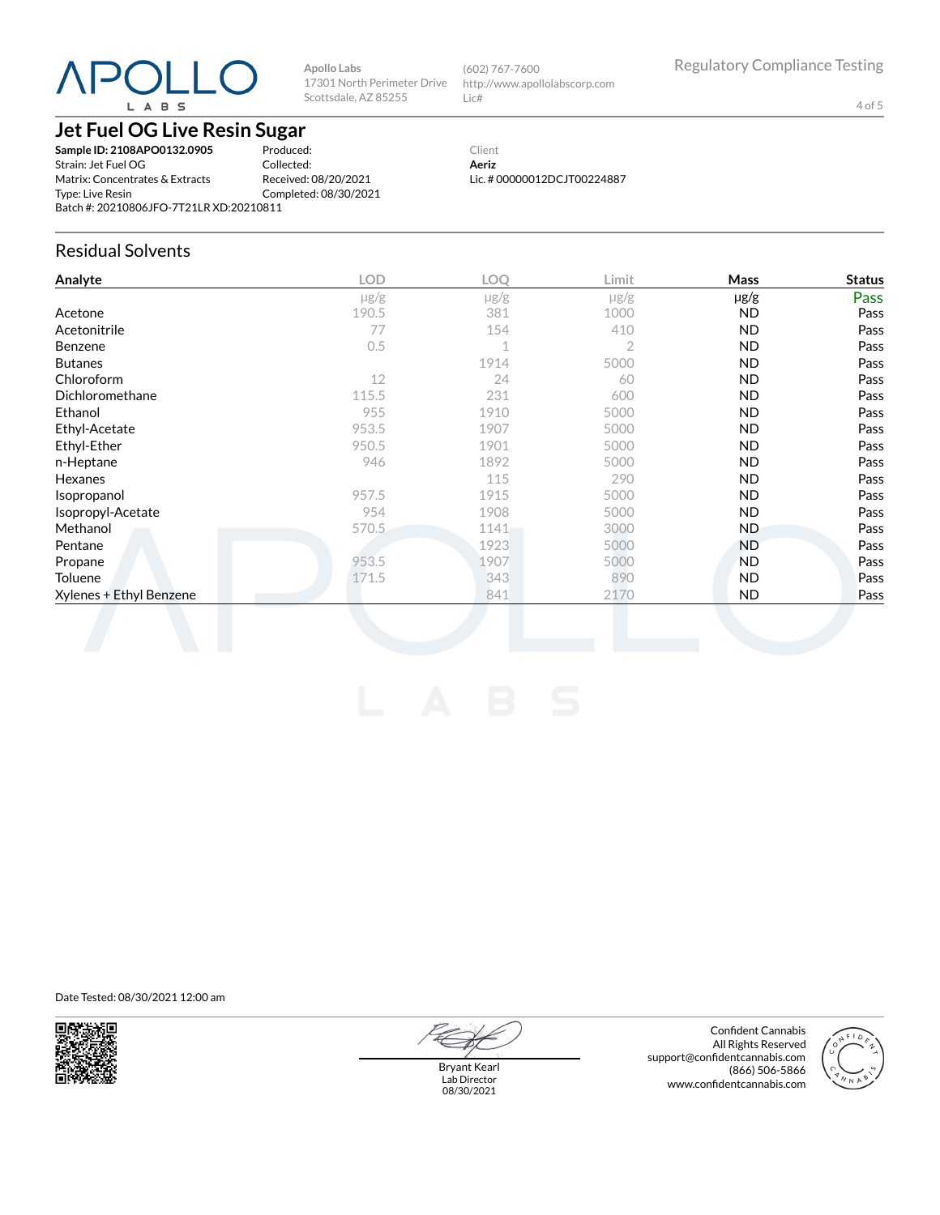Apollo Labs
17301 North Perimeter Drive
Scottsdale, AZ 85255

(602) 767-7600
http://www.apollolabscorp.com
Lic#

Regulatory Compliance Testing

# Jet Fuel OG Live Resin Sugar

**Sample ID: 2108APO0132.0905**
Strain: Jet Fuel OG
Matrix: Concentrates & Extracts
Type: Live Resin
Batch #: 20210806JFO-7T21LR XD:20210811

Produced:
Collected:
Received: 08/20/2021
Completed: 08/30/2021

Client
**Aeriz**
Lic. # 00000012DCJT00224887

## Residual Solvents

| Analyte | LOD | LOQ | Limit | Mass | Status |
|---|---|---|---|---|---|
| | μg/g | μg/g | μg/g | μg/g | Pass |
| Acetone | 190.5 | 381 | 1000 | ND | Pass |
| Acetonitrile | 77 | 154 | 410 | ND | Pass |
| Benzene | 0.5 | 1 | 2 | ND | Pass |
| Butanes | | 1914 | 5000 | ND | Pass |
| Chloroform | 12 | 24 | 60 | ND | Pass |
| Dichloromethane | 115.5 | 231 | 600 | ND | Pass |
| Ethanol | 955 | 1910 | 5000 | ND | Pass |
| Ethyl-Acetate | 953.5 | 1907 | 5000 | ND | Pass |
| Ethyl-Ether | 950.5 | 1901 | 5000 | ND | Pass |
| n-Heptane | 946 | 1892 | 5000 | ND | Pass |
| Hexanes | | 115 | 290 | ND | Pass |
| Isopropanol | 957.5 | 1915 | 5000 | ND | Pass |
| Isopropyl-Acetate | 954 | 1908 | 5000 | ND | Pass |
| Methanol | 570.5 | 1141 | 3000 | ND | Pass |
| Pentane | | 1923 | 5000 | ND | Pass |
| Propane | 953.5 | 1907 | 5000 | ND | Pass |
| Toluene | 171.5 | 343 | 890 | ND | Pass |
| Xylenes + Ethyl Benzene | | 841 | 2170 | ND | Pass |

Date Tested: 08/30/2021 12:00 am

Bryant Kearl
Lab Director
08/30/2021

Confident Cannabis
All Rights Reserved
support@confidentcannabis.com
(866) 506-5866
www.confidentcannabis.com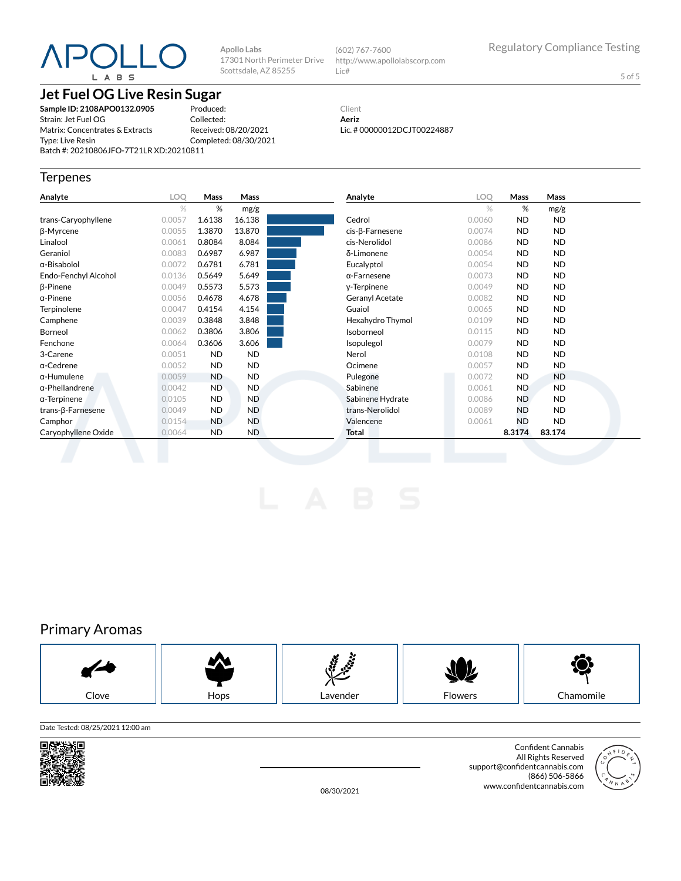Apollo Labs
17301 North Perimeter Drive
Scottsdale, AZ 85255

(602) 767-7600
http://www.apollolabscorp.com
Lic#

Regulatory Compliance Testing

# Jet Fuel OG Live Resin Sugar

**Sample ID: 2108APO0132.0905**
Strain: Jet Fuel OG
Matrix: Concentrates & Extracts
Type: Live Resin
Batch #: 20210806JFO-7T21LR XD:20210811

Produced:
Collected:
Received: 08/20/2021
Completed: 08/30/2021

Client
**Aeriz**
Lic. # 00000012DCJT00224887

## Terpenes

| Analyte | LOQ | Mass | Mass | Analyte | LOQ | Mass | Mass |
|---|---|---|---|---|---|---|---|
| | % | % | mg/g | | % | % | mg/g |
| trans-Caryophyllene | 0.0057 | 1.6138 | 16.138 | Cedrol | 0.0060 | ND | ND |
| β-Myrcene | 0.0055 | 1.3870 | 13.870 | cis-β-Farnesene | 0.0074 | ND | ND |
| Linalool | 0.0061 | 0.8084 | 8.084 | cis-Nerolidol | 0.0086 | ND | ND |
| Geraniol | 0.0083 | 0.6987 | 6.987 | δ-Limonene | 0.0054 | ND | ND |
| α-Bisabolol | 0.0072 | 0.6781 | 6.781 | Eucalyptol | 0.0054 | ND | ND |
| Endo-Fenchyl Alcohol | 0.0136 | 0.5649 | 5.649 | α-Farnesene | 0.0073 | ND | ND |
| β-Pinene | 0.0049 | 0.5573 | 5.573 | γ-Terpinene | 0.0049 | ND | ND |
| α-Pinene | 0.0056 | 0.4678 | 4.678 | Geranyl Acetate | 0.0082 | ND | ND |
| Terpinolene | 0.0047 | 0.4154 | 4.154 | Guaiol | 0.0065 | ND | ND |
| Camphene | 0.0039 | 0.3848 | 3.848 | Hexahydro Thymol | 0.0109 | ND | ND |
| Borneol | 0.0062 | 0.3806 | 3.806 | Isoborneol | 0.0115 | ND | ND |
| Fenchone | 0.0064 | 0.3606 | 3.606 | Isopulegol | 0.0079 | ND | ND |
| 3-Carene | 0.0051 | ND | ND | Nerol | 0.0108 | ND | ND |
| α-Cedrene | 0.0052 | ND | ND | Ocimene | 0.0057 | ND | ND |
| α-Humulene | 0.0059 | ND | ND | Pulegone | 0.0072 | ND | ND |
| α-Phellandrene | 0.0042 | ND | ND | Sabinene | 0.0061 | ND | ND |
| α-Terpinene | 0.0105 | ND | ND | Sabinene Hydrate | 0.0086 | ND | ND |
| trans-β-Farnesene | 0.0049 | ND | ND | trans-Nerolidol | 0.0089 | ND | ND |
| Camphor | 0.0154 | ND | ND | Valencene | 0.0061 | ND | ND |
| Caryophyllene Oxide | 0.0064 | ND | ND | **Total** | | **8.3174** | **83.174** |

## Primary Aromas

Clove | Hops | Lavender | Flowers | Chamomile

Date Tested: 08/25/2021 12:00 am

08/30/2021

Confident Cannabis
All Rights Reserved
support@confidentcannabis.com
(866) 506-5866
www.confidentcannabis.com